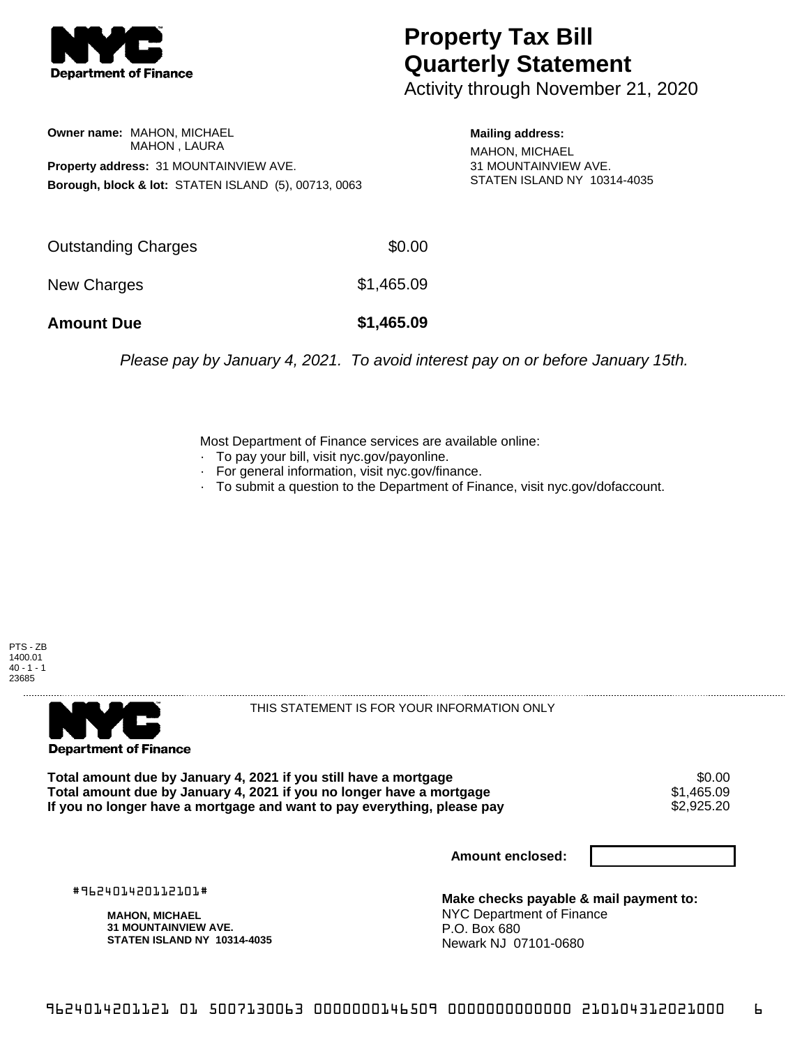# Property Tax Bill Quarterly Statement

Activity through November 21, 2020

**Owner name:** MAHON, MICHAEL
MAHON , LAURA

**Property address:** 31 MOUNTAINVIEW AVE.

**Borough, block & lot:** STATEN ISLAND (5), 00713, 0063

**Mailing address:**
MAHON, MICHAEL
31 MOUNTAINVIEW AVE.
STATEN ISLAND NY 10314-4035

| | |
|---|---|
| Outstanding Charges | $0.00 |
| New Charges | $1,465.09 |
| **Amount Due** | **$1,465.09** |

*Please pay by January 4, 2021. To avoid interest pay on or before January 15th.*

Most Department of Finance services are available online:
- To pay your bill, visit nyc.gov/payonline.
- For general information, visit nyc.gov/finance.
- To submit a question to the Department of Finance, visit nyc.gov/dofaccount.

PTS - ZB
1400.01
40 - 1 - 1
23685

THIS STATEMENT IS FOR YOUR INFORMATION ONLY

| | |
|---|---|
| **Total amount due by January 4, 2021 if you still have a mortgage** | $0.00 |
| **Total amount due by January 4, 2021 if you no longer have a mortgage** | $1,465.09 |
| **If you no longer have a mortgage and want to pay everything, please pay** | $2,925.20 |

**Amount enclosed:**

#962401420112101#

**MAHON, MICHAEL**
**31 MOUNTAINVIEW AVE.**
**STATEN ISLAND NY 10314-4035**

**Make checks payable & mail payment to:**
NYC Department of Finance
P.O. Box 680
Newark NJ 07101-0680

962401420112101 01 5007130063 0000000146509 0000000000000 210104312021000 6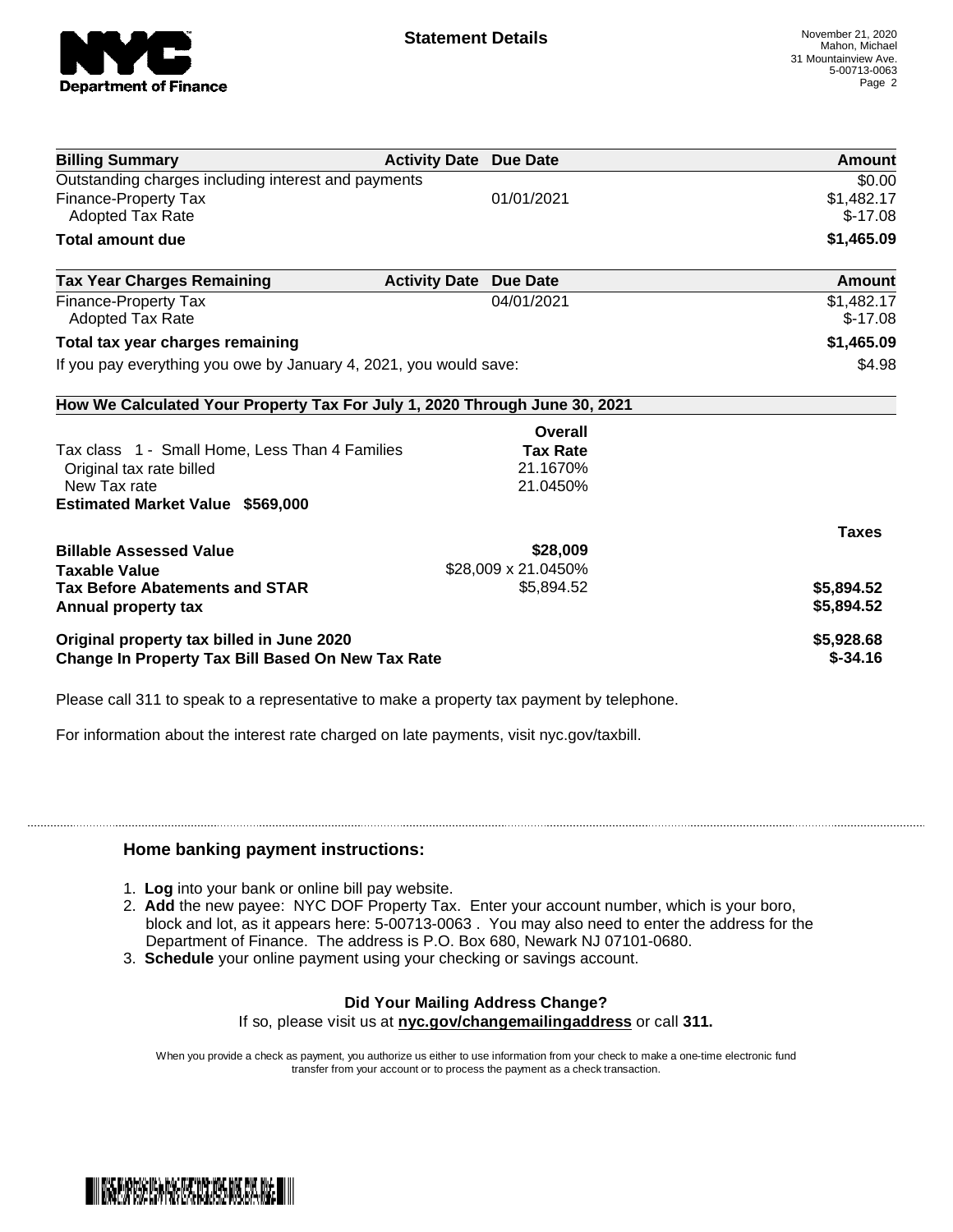**NYC Department of Finance**

## Statement Details

November 21, 2020
Mahon, Michael
31 Mountainview Ave.
5-00713-0063

| Billing Summary | Activity Date | Due Date | Amount |
|---|---|---|---|
| Outstanding charges including interest and payments | | | $0.00 |
| Finance-Property Tax | | 01/01/2021 | $1,482.17 |
| Adopted Tax Rate | | | $-17.08 |
| **Total amount due** | | | **$1,465.09** |

| Tax Year Charges Remaining | Activity Date | Due Date | Amount |
|---|---|---|---|
| Finance-Property Tax | | 04/01/2021 | $1,482.17 |
| Adopted Tax Rate | | | $-17.08 |
| **Total tax year charges remaining** | | | **$1,465.09** |
| If you pay everything you owe by January 4, 2021, you would save: | | | $4.98 |

**How We Calculated Your Property Tax For July 1, 2020 Through June 30, 2021**

| | Overall Tax Rate | Taxes |
|---|---|---|
| Tax class 1 - Small Home, Less Than 4 Families | | |
| Original tax rate billed | 21.1670% | |
| New Tax rate | 21.0450% | |
| **Estimated Market Value $569,000** | | |
| **Billable Assessed Value** | **$28,009** | |
| **Taxable Value** | $28,009 x 21.0450% | |
| **Tax Before Abatements and STAR** | $5,894.52 | **$5,894.52** |
| **Annual property tax** | | **$5,894.52** |
| **Original property tax billed in June 2020** | | **$5,928.68** |
| **Change In Property Tax Bill Based On New Tax Rate** | | **$-34.16** |

Please call 311 to speak to a representative to make a property tax payment by telephone.

For information about the interest rate charged on late payments, visit nyc.gov/taxbill.

### Home banking payment instructions:

1. **Log** into your bank or online bill pay website.
2. **Add** the new payee: NYC DOF Property Tax. Enter your account number, which is your boro, block and lot, as it appears here: 5-00713-0063 . You may also need to enter the address for the Department of Finance. The address is P.O. Box 680, Newark NJ 07101-0680.
3. **Schedule** your online payment using your checking or savings account.

**Did Your Mailing Address Change?**
If so, please visit us at **nyc.gov/changemailingaddress** or call **311.**

When you provide a check as payment, you authorize us either to use information from your check to make a one-time electronic fund transfer from your account or to process the payment as a check transaction.